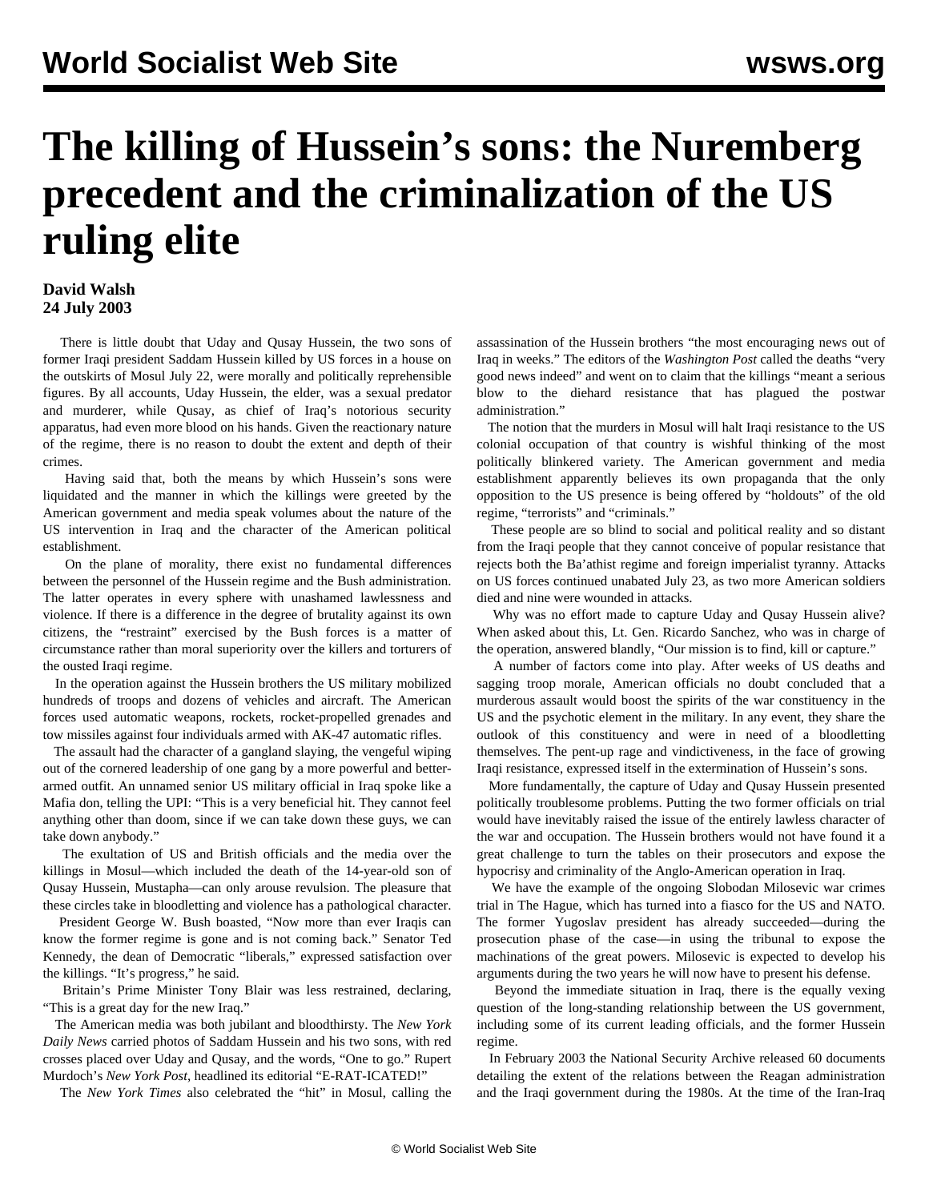# The killing of Hussein's sons: the Nuremberg precedent and the criminalization of the US ruling elite

**David Walsh**
**24 July 2003**

There is little doubt that Uday and Qusay Hussein, the two sons of former Iraqi president Saddam Hussein killed by US forces in a house on the outskirts of Mosul July 22, were morally and politically reprehensible figures. By all accounts, Uday Hussein, the elder, was a sexual predator and murderer, while Qusay, as chief of Iraq's notorious security apparatus, had even more blood on his hands. Given the reactionary nature of the regime, there is no reason to doubt the extent and depth of their crimes.

Having said that, both the means by which Hussein's sons were liquidated and the manner in which the killings were greeted by the American government and media speak volumes about the nature of the US intervention in Iraq and the character of the American political establishment.

On the plane of morality, there exist no fundamental differences between the personnel of the Hussein regime and the Bush administration. The latter operates in every sphere with unashamed lawlessness and violence. If there is a difference in the degree of brutality against its own citizens, the "restraint" exercised by the Bush forces is a matter of circumstance rather than moral superiority over the killers and torturers of the ousted Iraqi regime.

In the operation against the Hussein brothers the US military mobilized hundreds of troops and dozens of vehicles and aircraft. The American forces used automatic weapons, rockets, rocket-propelled grenades and tow missiles against four individuals armed with AK-47 automatic rifles.

The assault had the character of a gangland slaying, the vengeful wiping out of the cornered leadership of one gang by a more powerful and better-armed outfit. An unnamed senior US military official in Iraq spoke like a Mafia don, telling the UPI: "This is a very beneficial hit. They cannot feel anything other than doom, since if we can take down these guys, we can take down anybody."

The exultation of US and British officials and the media over the killings in Mosul—which included the death of the 14-year-old son of Qusay Hussein, Mustapha—can only arouse revulsion. The pleasure that these circles take in bloodletting and violence has a pathological character.

President George W. Bush boasted, "Now more than ever Iraqis can know the former regime is gone and is not coming back." Senator Ted Kennedy, the dean of Democratic "liberals," expressed satisfaction over the killings. "It's progress," he said.

Britain's Prime Minister Tony Blair was less restrained, declaring, "This is a great day for the new Iraq."

The American media was both jubilant and bloodthirsty. The *New York Daily News* carried photos of Saddam Hussein and his two sons, with red crosses placed over Uday and Qusay, and the words, "One to go." Rupert Murdoch's *New York Post*, headlined its editorial "E-RAT-ICATED!"

The *New York Times* also celebrated the "hit" in Mosul, calling the assassination of the Hussein brothers "the most encouraging news out of Iraq in weeks." The editors of the *Washington Post* called the deaths "very good news indeed" and went on to claim that the killings "meant a serious blow to the diehard resistance that has plagued the postwar administration."

The notion that the murders in Mosul will halt Iraqi resistance to the US colonial occupation of that country is wishful thinking of the most politically blinkered variety. The American government and media establishment apparently believes its own propaganda that the only opposition to the US presence is being offered by "holdouts" of the old regime, "terrorists" and "criminals."

These people are so blind to social and political reality and so distant from the Iraqi people that they cannot conceive of popular resistance that rejects both the Ba'athist regime and foreign imperialist tyranny. Attacks on US forces continued unabated July 23, as two more American soldiers died and nine were wounded in attacks.

Why was no effort made to capture Uday and Qusay Hussein alive? When asked about this, Lt. Gen. Ricardo Sanchez, who was in charge of the operation, answered blandly, "Our mission is to find, kill or capture."

A number of factors come into play. After weeks of US deaths and sagging troop morale, American officials no doubt concluded that a murderous assault would boost the spirits of the war constituency in the US and the psychotic element in the military. In any event, they share the outlook of this constituency and were in need of a bloodletting themselves. The pent-up rage and vindictiveness, in the face of growing Iraqi resistance, expressed itself in the extermination of Hussein's sons.

More fundamentally, the capture of Uday and Qusay Hussein presented politically troublesome problems. Putting the two former officials on trial would have inevitably raised the issue of the entirely lawless character of the war and occupation. The Hussein brothers would not have found it a great challenge to turn the tables on their prosecutors and expose the hypocrisy and criminality of the Anglo-American operation in Iraq.

We have the example of the ongoing Slobodan Milosevic war crimes trial in The Hague, which has turned into a fiasco for the US and NATO. The former Yugoslav president has already succeeded—during the prosecution phase of the case—in using the tribunal to expose the machinations of the great powers. Milosevic is expected to develop his arguments during the two years he will now have to present his defense.

Beyond the immediate situation in Iraq, there is the equally vexing question of the long-standing relationship between the US government, including some of its current leading officials, and the former Hussein regime.

In February 2003 the National Security Archive released 60 documents detailing the extent of the relations between the Reagan administration and the Iraqi government during the 1980s. At the time of the Iran-Iraq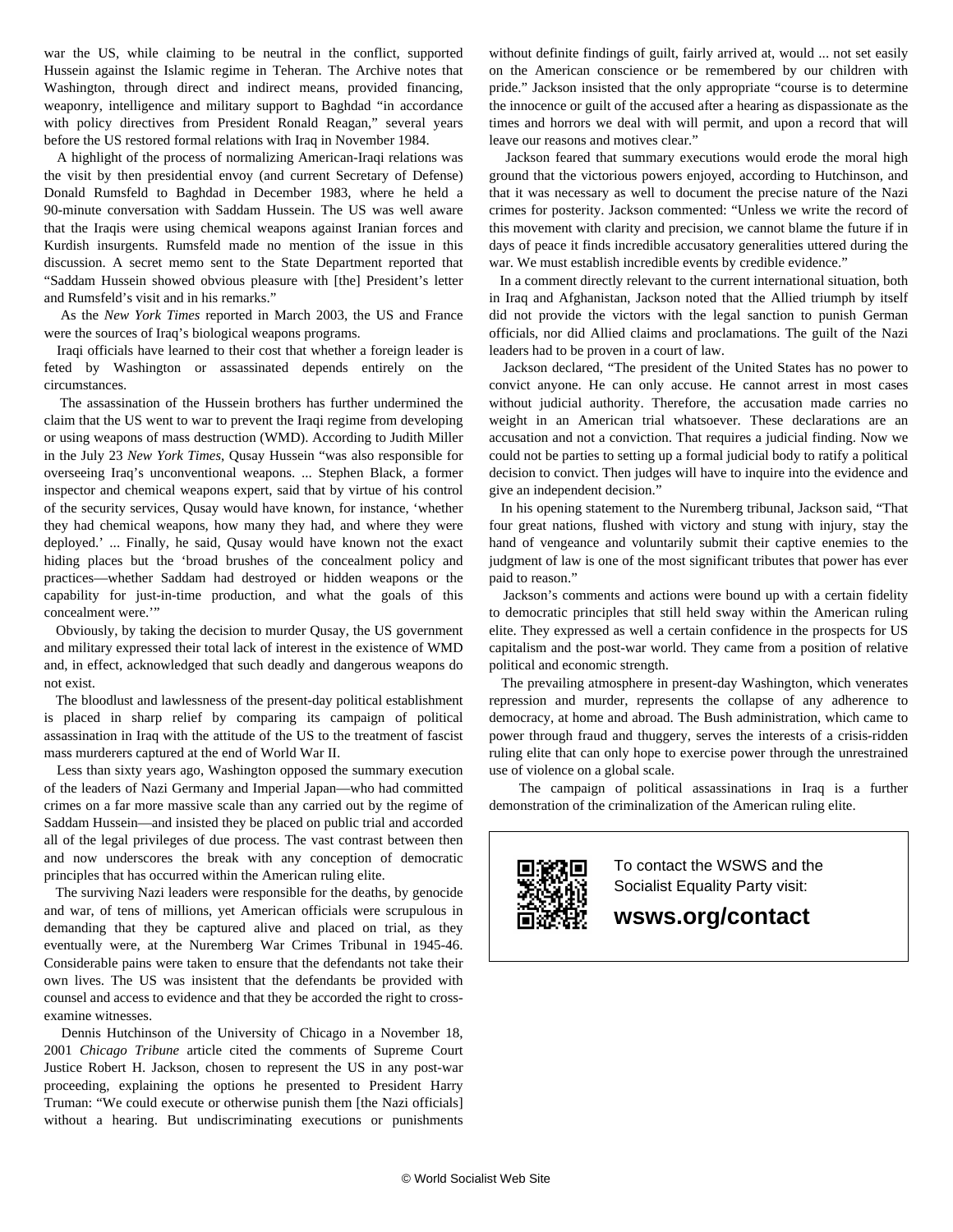war the US, while claiming to be neutral in the conflict, supported Hussein against the Islamic regime in Teheran. The Archive notes that Washington, through direct and indirect means, provided financing, weaponry, intelligence and military support to Baghdad "in accordance with policy directives from President Ronald Reagan," several years before the US restored formal relations with Iraq in November 1984.

A highlight of the process of normalizing American-Iraqi relations was the visit by then presidential envoy (and current Secretary of Defense) Donald Rumsfeld to Baghdad in December 1983, where he held a 90-minute conversation with Saddam Hussein. The US was well aware that the Iraqis were using chemical weapons against Iranian forces and Kurdish insurgents. Rumsfeld made no mention of the issue in this discussion. A secret memo sent to the State Department reported that "Saddam Hussein showed obvious pleasure with [the] President's letter and Rumsfeld's visit and in his remarks."

As the *New York Times* reported in March 2003, the US and France were the sources of Iraq's biological weapons programs.

Iraqi officials have learned to their cost that whether a foreign leader is feted by Washington or assassinated depends entirely on the circumstances.

The assassination of the Hussein brothers has further undermined the claim that the US went to war to prevent the Iraqi regime from developing or using weapons of mass destruction (WMD). According to Judith Miller in the July 23 *New York Times*, Qusay Hussein "was also responsible for overseeing Iraq's unconventional weapons. ... Stephen Black, a former inspector and chemical weapons expert, said that by virtue of his control of the security services, Qusay would have known, for instance, 'whether they had chemical weapons, how many they had, and where they were deployed.' ... Finally, he said, Qusay would have known not the exact hiding places but the 'broad brushes of the concealment policy and practices—whether Saddam had destroyed or hidden weapons or the capability for just-in-time production, and what the goals of this concealment were.'"

Obviously, by taking the decision to murder Qusay, the US government and military expressed their total lack of interest in the existence of WMD and, in effect, acknowledged that such deadly and dangerous weapons do not exist.

The bloodlust and lawlessness of the present-day political establishment is placed in sharp relief by comparing its campaign of political assassination in Iraq with the attitude of the US to the treatment of fascist mass murderers captured at the end of World War II.

Less than sixty years ago, Washington opposed the summary execution of the leaders of Nazi Germany and Imperial Japan—who had committed crimes on a far more massive scale than any carried out by the regime of Saddam Hussein—and insisted they be placed on public trial and accorded all of the legal privileges of due process. The vast contrast between then and now underscores the break with any conception of democratic principles that has occurred within the American ruling elite.

The surviving Nazi leaders were responsible for the deaths, by genocide and war, of tens of millions, yet American officials were scrupulous in demanding that they be captured alive and placed on trial, as they eventually were, at the Nuremberg War Crimes Tribunal in 1945-46. Considerable pains were taken to ensure that the defendants not take their own lives. The US was insistent that the defendants be provided with counsel and access to evidence and that they be accorded the right to cross-examine witnesses.

Dennis Hutchinson of the University of Chicago in a November 18, 2001 *Chicago Tribune* article cited the comments of Supreme Court Justice Robert H. Jackson, chosen to represent the US in any post-war proceeding, explaining the options he presented to President Harry Truman: "We could execute or otherwise punish them [the Nazi officials] without a hearing. But undiscriminating executions or punishments without definite findings of guilt, fairly arrived at, would ... not set easily on the American conscience or be remembered by our children with pride." Jackson insisted that the only appropriate "course is to determine the innocence or guilt of the accused after a hearing as dispassionate as the times and horrors we deal with will permit, and upon a record that will leave our reasons and motives clear."

Jackson feared that summary executions would erode the moral high ground that the victorious powers enjoyed, according to Hutchinson, and that it was necessary as well to document the precise nature of the Nazi crimes for posterity. Jackson commented: "Unless we write the record of this movement with clarity and precision, we cannot blame the future if in days of peace it finds incredible accusatory generalities uttered during the war. We must establish incredible events by credible evidence."

In a comment directly relevant to the current international situation, both in Iraq and Afghanistan, Jackson noted that the Allied triumph by itself did not provide the victors with the legal sanction to punish German officials, nor did Allied claims and proclamations. The guilt of the Nazi leaders had to be proven in a court of law.

Jackson declared, "The president of the United States has no power to convict anyone. He can only accuse. He cannot arrest in most cases without judicial authority. Therefore, the accusation made carries no weight in an American trial whatsoever. These declarations are an accusation and not a conviction. That requires a judicial finding. Now we could not be parties to setting up a formal judicial body to ratify a political decision to convict. Then judges will have to inquire into the evidence and give an independent decision."

In his opening statement to the Nuremberg tribunal, Jackson said, "That four great nations, flushed with victory and stung with injury, stay the hand of vengeance and voluntarily submit their captive enemies to the judgment of law is one of the most significant tributes that power has ever paid to reason."

Jackson's comments and actions were bound up with a certain fidelity to democratic principles that still held sway within the American ruling elite. They expressed as well a certain confidence in the prospects for US capitalism and the post-war world. They came from a position of relative political and economic strength.

The prevailing atmosphere in present-day Washington, which venerates repression and murder, represents the collapse of any adherence to democracy, at home and abroad. The Bush administration, which came to power through fraud and thuggery, serves the interests of a crisis-ridden ruling elite that can only hope to exercise power through the unrestrained use of violence on a global scale.

The campaign of political assassinations in Iraq is a further demonstration of the criminalization of the American ruling elite.

To contact the WSWS and the Socialist Equality Party visit:

**wsws.org/contact**